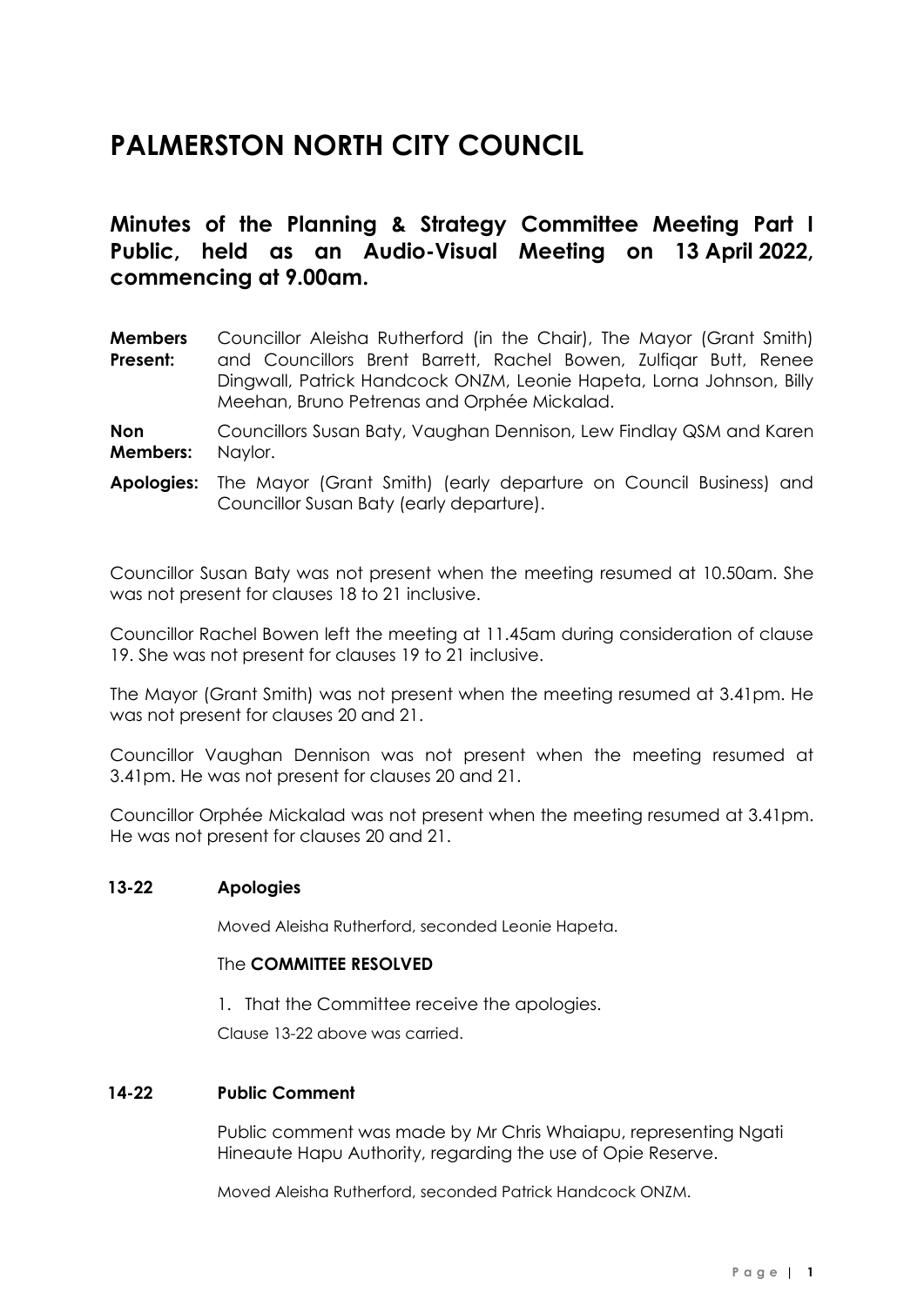# PALMERSTON NORTH CITY COUNCIL

## Minutes of the Planning & Strategy Committee Meeting Part I Public, held as an Audio-Visual Meeting on 13 April 2022, commencing at 9.00am.

**Members Present:** Councillor Aleisha Rutherford (in the Chair), The Mayor (Grant Smith) and Councillors Brent Barrett, Rachel Bowen, Zulfiqar Butt, Renee Dingwall, Patrick Handcock ONZM, Leonie Hapeta, Lorna Johnson, Billy Meehan, Bruno Petrenas and Orphée Mickalad.

**Non Members:** Councillors Susan Baty, Vaughan Dennison, Lew Findlay QSM and Karen Naylor.

**Apologies:** The Mayor (Grant Smith) (early departure on Council Business) and Councillor Susan Baty (early departure).

Councillor Susan Baty was not present when the meeting resumed at 10.50am. She was not present for clauses 18 to 21 inclusive.

Councillor Rachel Bowen left the meeting at 11.45am during consideration of clause 19. She was not present for clauses 19 to 21 inclusive.

The Mayor (Grant Smith) was not present when the meeting resumed at 3.41pm. He was not present for clauses 20 and 21.

Councillor Vaughan Dennison was not present when the meeting resumed at 3.41pm. He was not present for clauses 20 and 21.

Councillor Orphée Mickalad was not present when the meeting resumed at 3.41pm. He was not present for clauses 20 and 21.

### 13-22 Apologies

Moved Aleisha Rutherford, seconded Leonie Hapeta.

The **COMMITTEE RESOLVED**

1. That the Committee receive the apologies.

Clause 13-22 above was carried.

### 14-22 Public Comment

Public comment was made by Mr Chris Whaiapu, representing Ngati Hineaute Hapu Authority, regarding the use of Opie Reserve.

Moved Aleisha Rutherford, seconded Patrick Handcock ONZM.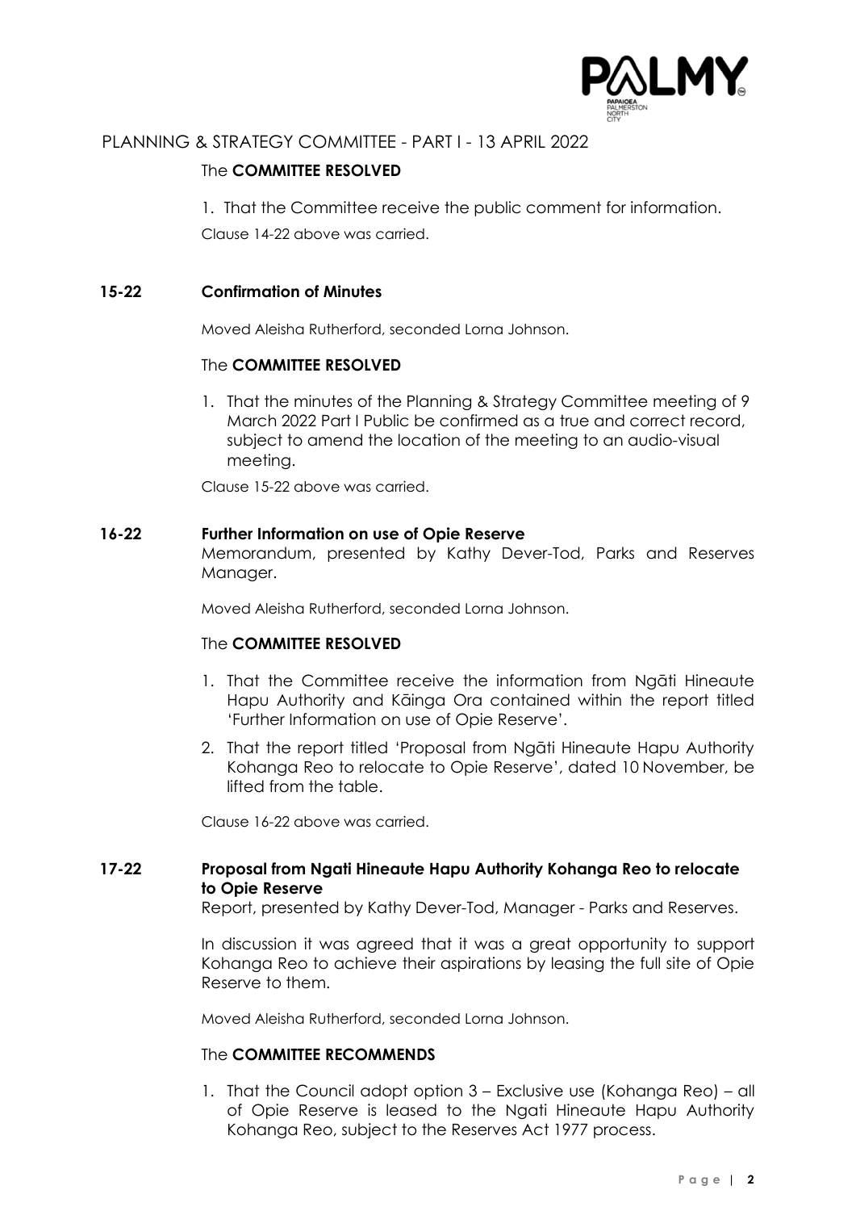The **COMMITTEE RESOLVED**

1. That the Committee receive the public comment for information.

Clause 14-22 above was carried.

## 15-22 Confirmation of Minutes

Moved Aleisha Rutherford, seconded Lorna Johnson.

The **COMMITTEE RESOLVED**

1. That the minutes of the Planning & Strategy Committee meeting of 9 March 2022 Part I Public be confirmed as a true and correct record, subject to amend the location of the meeting to an audio-visual meeting.

Clause 15-22 above was carried.

## 16-22 Further Information on use of Opie Reserve

Memorandum, presented by Kathy Dever-Tod, Parks and Reserves Manager.

Moved Aleisha Rutherford, seconded Lorna Johnson.

The **COMMITTEE RESOLVED**

1. That the Committee receive the information from Ngāti Hineaute Hapu Authority and Kāinga Ora contained within the report titled 'Further Information on use of Opie Reserve'.
2. That the report titled 'Proposal from Ngāti Hineaute Hapu Authority Kohanga Reo to relocate to Opie Reserve', dated 10 November, be lifted from the table.

Clause 16-22 above was carried.

## 17-22 Proposal from Ngati Hineaute Hapu Authority Kohanga Reo to relocate to Opie Reserve

Report, presented by Kathy Dever-Tod, Manager - Parks and Reserves.

In discussion it was agreed that it was a great opportunity to support Kohanga Reo to achieve their aspirations by leasing the full site of Opie Reserve to them.

Moved Aleisha Rutherford, seconded Lorna Johnson.

The **COMMITTEE RECOMMENDS**

1. That the Council adopt option 3 – Exclusive use (Kohanga Reo) – all of Opie Reserve is leased to the Ngati Hineaute Hapu Authority Kohanga Reo, subject to the Reserves Act 1977 process.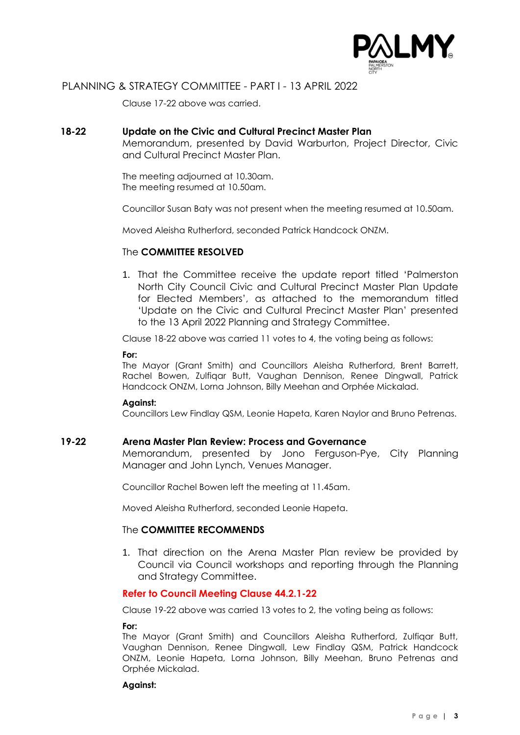Clause 17-22 above was carried.

### 18-22 Update on the Civic and Cultural Precinct Master Plan

Memorandum, presented by David Warburton, Project Director, Civic and Cultural Precinct Master Plan.

The meeting adjourned at 10.30am.
The meeting resumed at 10.50am.

Councillor Susan Baty was not present when the meeting resumed at 10.50am.

Moved Aleisha Rutherford, seconded Patrick Handcock ONZM.

The **COMMITTEE RESOLVED**

1. That the Committee receive the update report titled 'Palmerston North City Council Civic and Cultural Precinct Master Plan Update for Elected Members', as attached to the memorandum titled 'Update on the Civic and Cultural Precinct Master Plan' presented to the 13 April 2022 Planning and Strategy Committee.

Clause 18-22 above was carried 11 votes to 4, the voting being as follows:

**For:**
The Mayor (Grant Smith) and Councillors Aleisha Rutherford, Brent Barrett, Rachel Bowen, Zulfiqar Butt, Vaughan Dennison, Renee Dingwall, Patrick Handcock ONZM, Lorna Johnson, Billy Meehan and Orphée Mickalad.

**Against:**
Councillors Lew Findlay QSM, Leonie Hapeta, Karen Naylor and Bruno Petrenas.

### 19-22 Arena Master Plan Review: Process and Governance

Memorandum, presented by Jono Ferguson-Pye, City Planning Manager and John Lynch, Venues Manager.

Councillor Rachel Bowen left the meeting at 11.45am.

Moved Aleisha Rutherford, seconded Leonie Hapeta.

The **COMMITTEE RECOMMENDS**

1. That direction on the Arena Master Plan review be provided by Council via Council workshops and reporting through the Planning and Strategy Committee.

**Refer to Council Meeting Clause 44.2.1-22**

Clause 19-22 above was carried 13 votes to 2, the voting being as follows:

**For:**
The Mayor (Grant Smith) and Councillors Aleisha Rutherford, Zulfiqar Butt, Vaughan Dennison, Renee Dingwall, Lew Findlay QSM, Patrick Handcock ONZM, Leonie Hapeta, Lorna Johnson, Billy Meehan, Bruno Petrenas and Orphée Mickalad.

**Against:**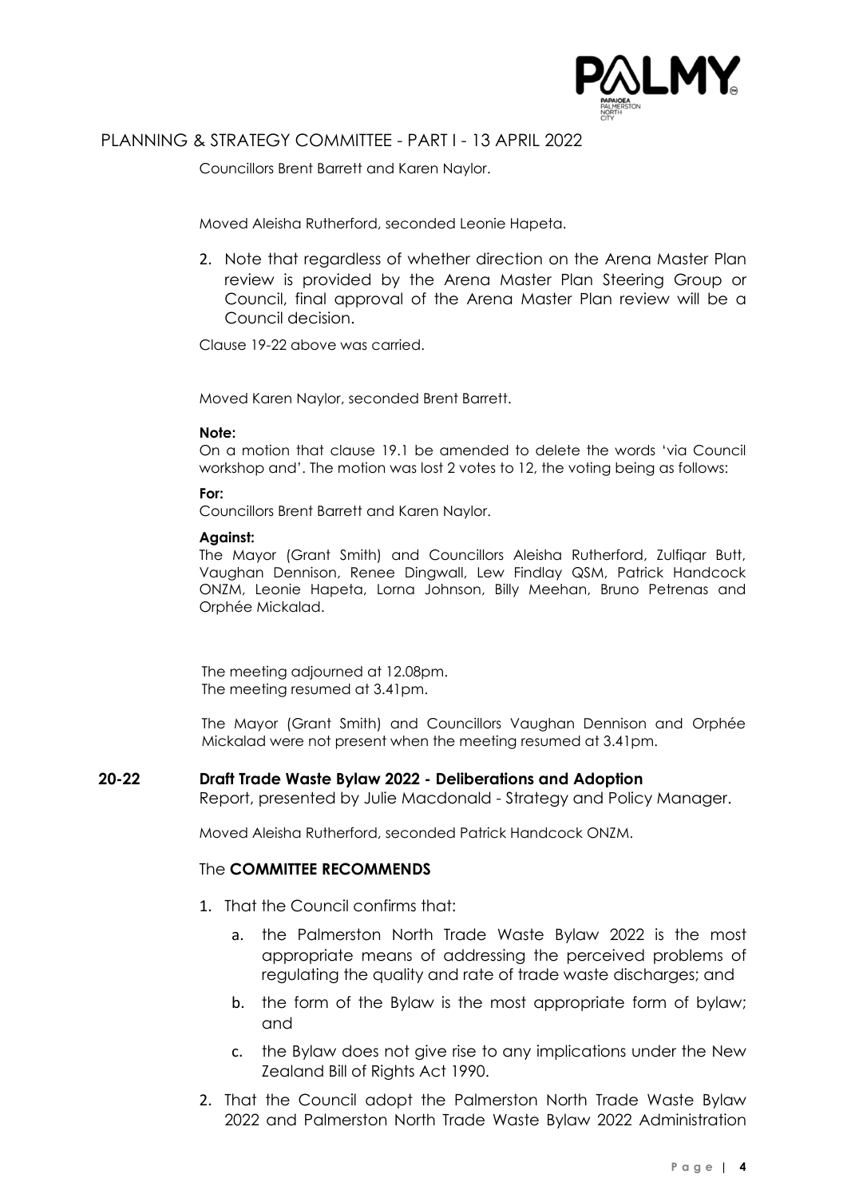Councillors Brent Barrett and Karen Naylor.

Moved Aleisha Rutherford, seconded Leonie Hapeta.

2. Note that regardless of whether direction on the Arena Master Plan review is provided by the Arena Master Plan Steering Group or Council, final approval of the Arena Master Plan review will be a Council decision.

Clause 19-22 above was carried.

Moved Karen Naylor, seconded Brent Barrett.

**Note:**

On a motion that clause 19.1 be amended to delete the words 'via Council workshop and'. The motion was lost 2 votes to 12, the voting being as follows:

**For:**

Councillors Brent Barrett and Karen Naylor.

**Against:**

The Mayor (Grant Smith) and Councillors Aleisha Rutherford, Zulfiqar Butt, Vaughan Dennison, Renee Dingwall, Lew Findlay QSM, Patrick Handcock ONZM, Leonie Hapeta, Lorna Johnson, Billy Meehan, Bruno Petrenas and Orphée Mickalad.

The meeting adjourned at 12.08pm.
The meeting resumed at 3.41pm.

The Mayor (Grant Smith) and Councillors Vaughan Dennison and Orphée Mickalad were not present when the meeting resumed at 3.41pm.

## 20-22 Draft Trade Waste Bylaw 2022 - Deliberations and Adoption

Report, presented by Julie Macdonald - Strategy and Policy Manager.

Moved Aleisha Rutherford, seconded Patrick Handcock ONZM.

The **COMMITTEE RECOMMENDS**

1. That the Council confirms that:
   a. the Palmerston North Trade Waste Bylaw 2022 is the most appropriate means of addressing the perceived problems of regulating the quality and rate of trade waste discharges; and
   b. the form of the Bylaw is the most appropriate form of bylaw; and
   c. the Bylaw does not give rise to any implications under the New Zealand Bill of Rights Act 1990.
2. That the Council adopt the Palmerston North Trade Waste Bylaw 2022 and Palmerston North Trade Waste Bylaw 2022 Administration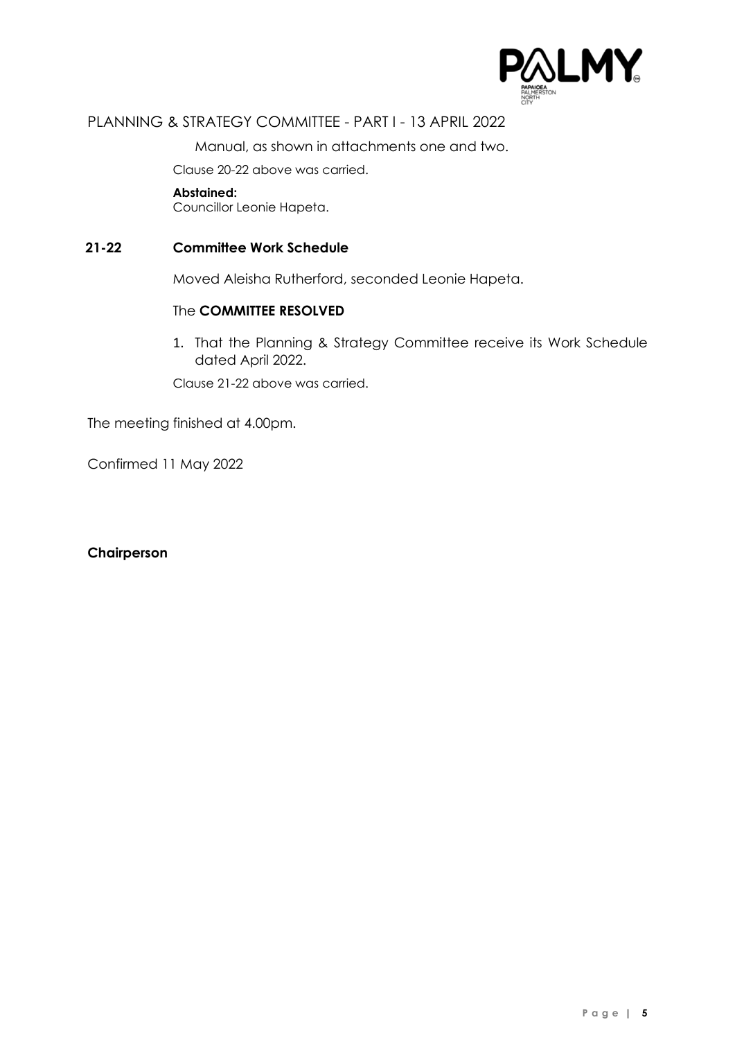Manual, as shown in attachments one and two.

Clause 20-22 above was carried.

**Abstained:**
Councillor Leonie Hapeta.

### 21-22 Committee Work Schedule

Moved Aleisha Rutherford, seconded Leonie Hapeta.

The **COMMITTEE RESOLVED**

1. That the Planning & Strategy Committee receive its Work Schedule dated April 2022.

Clause 21-22 above was carried.

The meeting finished at 4.00pm.

Confirmed 11 May 2022

**Chairperson**